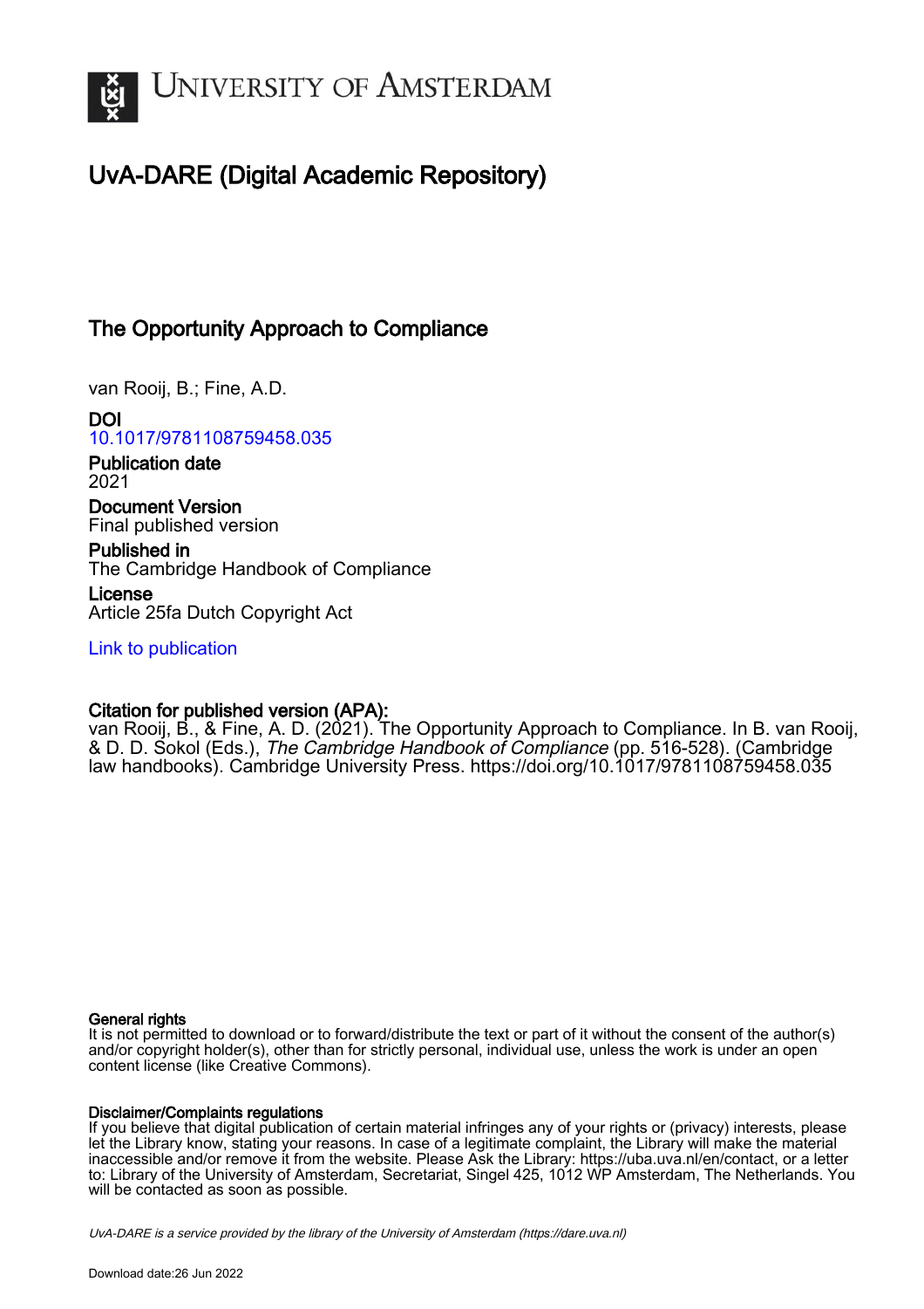# UvA-DARE (Digital Academic Repository)

## The Opportunity Approach to Compliance

van Rooij, B.; Fine, A.D.

**DOI**
10.1017/9781108759458.035

**Publication date**
2021

**Document Version**
Final published version

**Published in**
The Cambridge Handbook of Compliance

**License**
Article 25fa Dutch Copyright Act

Link to publication

**Citation for published version (APA):**
van Rooij, B., & Fine, A. D. (2021). The Opportunity Approach to Compliance. In B. van Rooij, & D. D. Sokol (Eds.), *The Cambridge Handbook of Compliance* (pp. 516-528). (Cambridge law handbooks). Cambridge University Press. https://doi.org/10.1017/9781108759458.035

**General rights**
It is not permitted to download or to forward/distribute the text or part of it without the consent of the author(s) and/or copyright holder(s), other than for strictly personal, individual use, unless the work is under an open content license (like Creative Commons).

**Disclaimer/Complaints regulations**
If you believe that digital publication of certain material infringes any of your rights or (privacy) interests, please let the Library know, stating your reasons. In case of a legitimate complaint, the Library will make the material inaccessible and/or remove it from the website. Please Ask the Library: https://uba.uva.nl/en/contact, or a letter to: Library of the University of Amsterdam, Secretariat, Singel 425, 1012 WP Amsterdam, The Netherlands. You will be contacted as soon as possible.

UvA-DARE is a service provided by the library of the University of Amsterdam (https://dare.uva.nl)

Download date:26 Jun 2022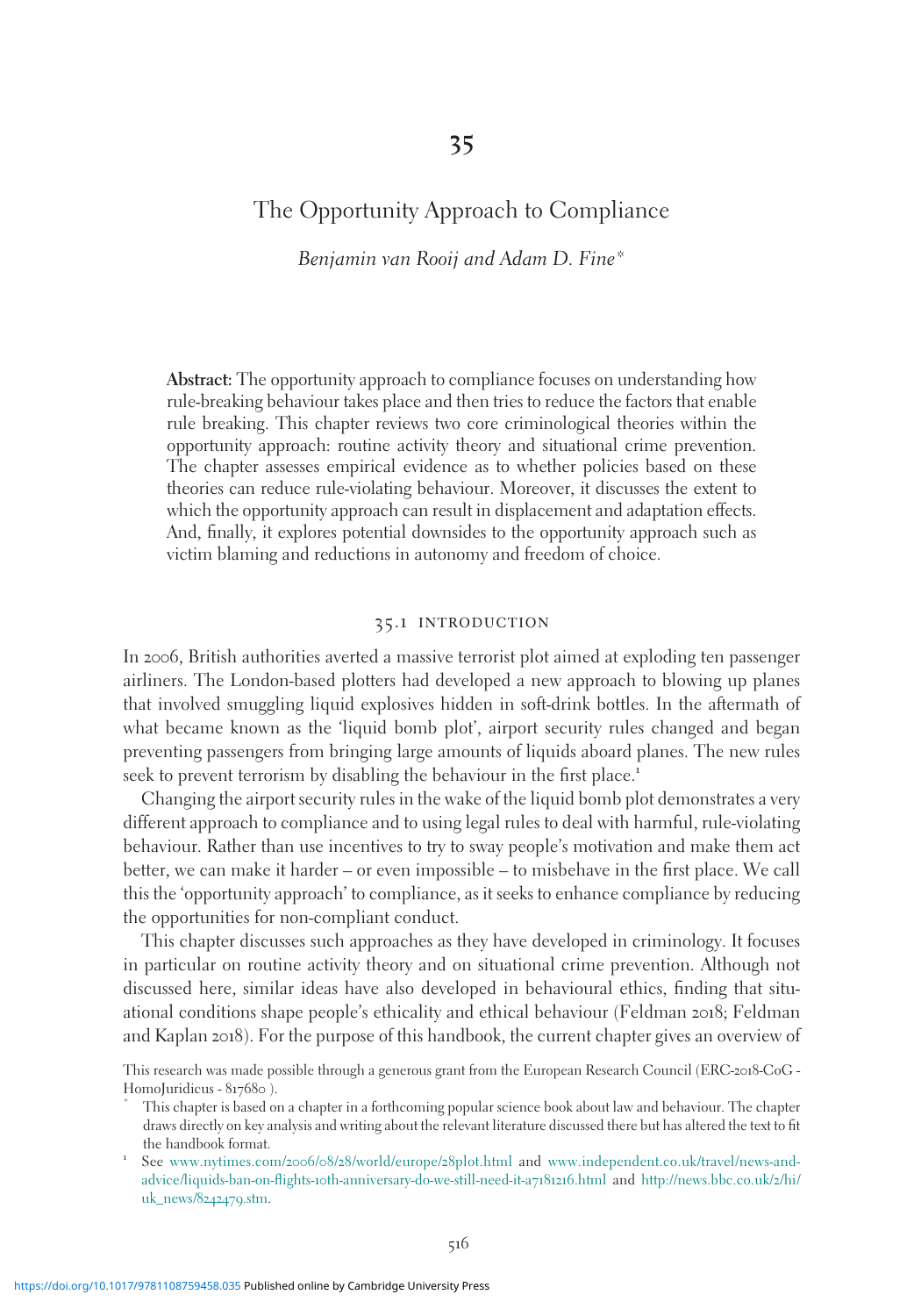# 35

## The Opportunity Approach to Compliance

*Benjamin van Rooij and Adam D. Fine\**

**Abstract:** The opportunity approach to compliance focuses on understanding how rule-breaking behaviour takes place and then tries to reduce the factors that enable rule breaking. This chapter reviews two core criminological theories within the opportunity approach: routine activity theory and situational crime prevention. The chapter assesses empirical evidence as to whether policies based on these theories can reduce rule-violating behaviour. Moreover, it discusses the extent to which the opportunity approach can result in displacement and adaptation effects. And, finally, it explores potential downsides to the opportunity approach such as victim blaming and reductions in autonomy and freedom of choice.

### 35.1 INTRODUCTION

In 2006, British authorities averted a massive terrorist plot aimed at exploding ten passenger airliners. The London-based plotters had developed a new approach to blowing up planes that involved smuggling liquid explosives hidden in soft-drink bottles. In the aftermath of what became known as the 'liquid bomb plot', airport security rules changed and began preventing passengers from bringing large amounts of liquids aboard planes. The new rules seek to prevent terrorism by disabling the behaviour in the first place.[1]

Changing the airport security rules in the wake of the liquid bomb plot demonstrates a very different approach to compliance and to using legal rules to deal with harmful, rule-violating behaviour. Rather than use incentives to try to sway people's motivation and make them act better, we can make it harder – or even impossible – to misbehave in the first place. We call this the 'opportunity approach' to compliance, as it seeks to enhance compliance by reducing the opportunities for non-compliant conduct.

This chapter discusses such approaches as they have developed in criminology. It focuses in particular on routine activity theory and on situational crime prevention. Although not discussed here, similar ideas have also developed in behavioural ethics, finding that situational conditions shape people's ethicality and ethical behaviour (Feldman 2018; Feldman and Kaplan 2018). For the purpose of this handbook, the current chapter gives an overview of

This research was made possible through a generous grant from the European Research Council (ERC-2018-CoG - HomoJuridicus - 817680 ).

\* This chapter is based on a chapter in a forthcoming popular science book about law and behaviour. The chapter draws directly on key analysis and writing about the relevant literature discussed there but has altered the text to fit the handbook format.

[1] See www.nytimes.com/2006/08/28/world/europe/28plot.html and www.independent.co.uk/travel/news-and-advice/liquids-ban-on-flights-10th-anniversary-do-we-still-need-it-a7181216.html and http://news.bbc.co.uk/2/hi/uk_news/8242479.stm.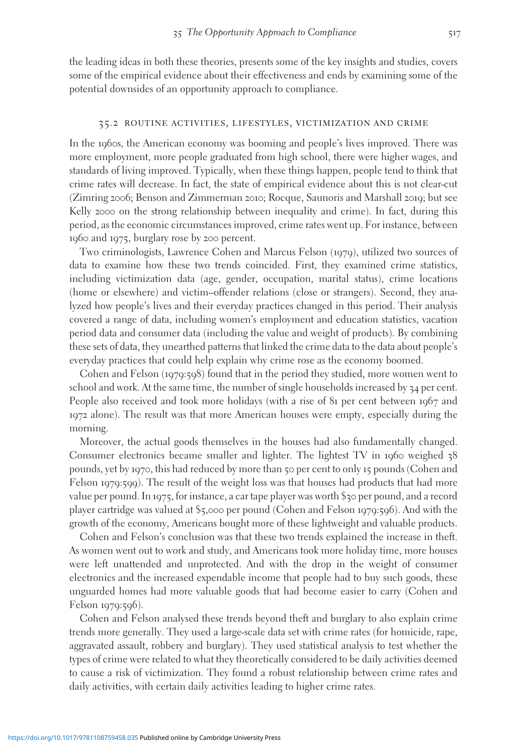the leading ideas in both these theories, presents some of the key insights and studies, covers some of the empirical evidence about their effectiveness and ends by examining some of the potential downsides of an opportunity approach to compliance.

## 35.2 ROUTINE ACTIVITIES, LIFESTYLES, VICTIMIZATION AND CRIME

In the 1960s, the American economy was booming and people's lives improved. There was more employment, more people graduated from high school, there were higher wages, and standards of living improved. Typically, when these things happen, people tend to think that crime rates will decrease. In fact, the state of empirical evidence about this is not clear-cut (Zimring 2006; Benson and Zimmerman 2010; Rocque, Saunoris and Marshall 2019; but see Kelly 2000 on the strong relationship between inequality and crime). In fact, during this period, as the economic circumstances improved, crime rates went up. For instance, between 1960 and 1975, burglary rose by 200 percent.

Two criminologists, Lawrence Cohen and Marcus Felson (1979), utilized two sources of data to examine how these two trends coincided. First, they examined crime statistics, including victimization data (age, gender, occupation, marital status), crime locations (home or elsewhere) and victim–offender relations (close or strangers). Second, they analyzed how people's lives and their everyday practices changed in this period. Their analysis covered a range of data, including women's employment and education statistics, vacation period data and consumer data (including the value and weight of products). By combining these sets of data, they unearthed patterns that linked the crime data to the data about people's everyday practices that could help explain why crime rose as the economy boomed.

Cohen and Felson (1979:598) found that in the period they studied, more women went to school and work. At the same time, the number of single households increased by 34 per cent. People also received and took more holidays (with a rise of 81 per cent between 1967 and 1972 alone). The result was that more American houses were empty, especially during the morning.

Moreover, the actual goods themselves in the houses had also fundamentally changed. Consumer electronics became smaller and lighter. The lightest TV in 1960 weighed 38 pounds, yet by 1970, this had reduced by more than 50 per cent to only 15 pounds (Cohen and Felson 1979:599). The result of the weight loss was that houses had products that had more value per pound. In 1975, for instance, a car tape player was worth $30 per pound, and a record player cartridge was valued at $5,000 per pound (Cohen and Felson 1979:596). And with the growth of the economy, Americans bought more of these lightweight and valuable products.

Cohen and Felson's conclusion was that these two trends explained the increase in theft. As women went out to work and study, and Americans took more holiday time, more houses were left unattended and unprotected. And with the drop in the weight of consumer electronics and the increased expendable income that people had to buy such goods, these unguarded homes had more valuable goods that had become easier to carry (Cohen and Felson 1979:596).

Cohen and Felson analysed these trends beyond theft and burglary to also explain crime trends more generally. They used a large-scale data set with crime rates (for homicide, rape, aggravated assault, robbery and burglary). They used statistical analysis to test whether the types of crime were related to what they theoretically considered to be daily activities deemed to cause a risk of victimization. They found a robust relationship between crime rates and daily activities, with certain daily activities leading to higher crime rates.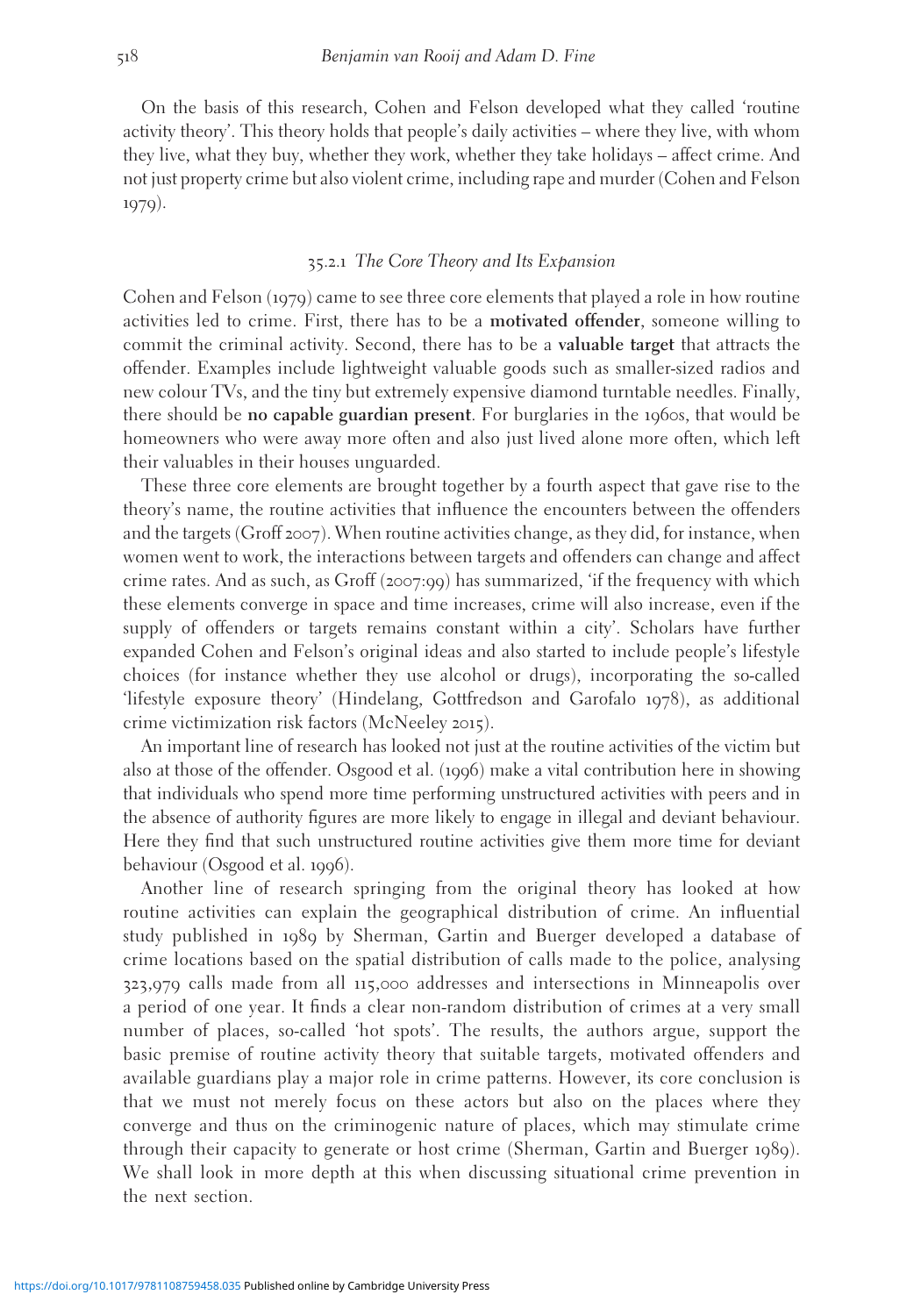On the basis of this research, Cohen and Felson developed what they called 'routine activity theory'. This theory holds that people's daily activities – where they live, with whom they live, what they buy, whether they work, whether they take holidays – affect crime. And not just property crime but also violent crime, including rape and murder (Cohen and Felson 1979).

### 35.2.1 *The Core Theory and Its Expansion*

Cohen and Felson (1979) came to see three core elements that played a role in how routine activities led to crime. First, there has to be a **motivated offender**, someone willing to commit the criminal activity. Second, there has to be a **valuable target** that attracts the offender. Examples include lightweight valuable goods such as smaller-sized radios and new colour TVs, and the tiny but extremely expensive diamond turntable needles. Finally, there should be **no capable guardian present**. For burglaries in the 1960s, that would be homeowners who were away more often and also just lived alone more often, which left their valuables in their houses unguarded.

These three core elements are brought together by a fourth aspect that gave rise to the theory's name, the routine activities that influence the encounters between the offenders and the targets (Groff 2007). When routine activities change, as they did, for instance, when women went to work, the interactions between targets and offenders can change and affect crime rates. And as such, as Groff (2007:99) has summarized, 'if the frequency with which these elements converge in space and time increases, crime will also increase, even if the supply of offenders or targets remains constant within a city'. Scholars have further expanded Cohen and Felson's original ideas and also started to include people's lifestyle choices (for instance whether they use alcohol or drugs), incorporating the so-called 'lifestyle exposure theory' (Hindelang, Gottfredson and Garofalo 1978), as additional crime victimization risk factors (McNeeley 2015).

An important line of research has looked not just at the routine activities of the victim but also at those of the offender. Osgood et al. (1996) make a vital contribution here in showing that individuals who spend more time performing unstructured activities with peers and in the absence of authority figures are more likely to engage in illegal and deviant behaviour. Here they find that such unstructured routine activities give them more time for deviant behaviour (Osgood et al. 1996).

Another line of research springing from the original theory has looked at how routine activities can explain the geographical distribution of crime. An influential study published in 1989 by Sherman, Gartin and Buerger developed a database of crime locations based on the spatial distribution of calls made to the police, analysing 323,979 calls made from all 115,000 addresses and intersections in Minneapolis over a period of one year. It finds a clear non-random distribution of crimes at a very small number of places, so-called 'hot spots'. The results, the authors argue, support the basic premise of routine activity theory that suitable targets, motivated offenders and available guardians play a major role in crime patterns. However, its core conclusion is that we must not merely focus on these actors but also on the places where they converge and thus on the criminogenic nature of places, which may stimulate crime through their capacity to generate or host crime (Sherman, Gartin and Buerger 1989). We shall look in more depth at this when discussing situational crime prevention in the next section.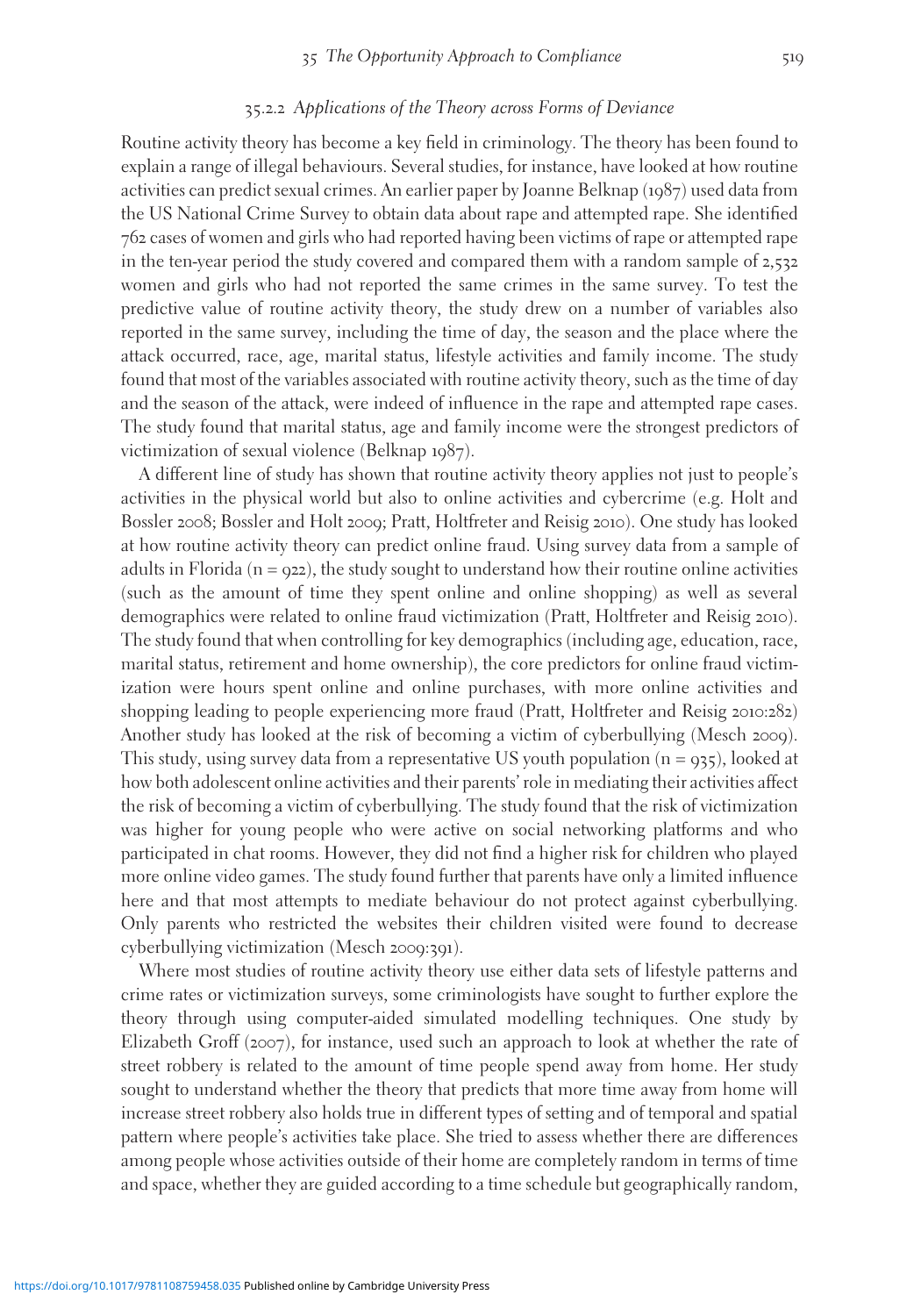### 35.2.2 *Applications of the Theory across Forms of Deviance*

Routine activity theory has become a key field in criminology. The theory has been found to explain a range of illegal behaviours. Several studies, for instance, have looked at how routine activities can predict sexual crimes. An earlier paper by Joanne Belknap (1987) used data from the US National Crime Survey to obtain data about rape and attempted rape. She identified 762 cases of women and girls who had reported having been victims of rape or attempted rape in the ten-year period the study covered and compared them with a random sample of 2,532 women and girls who had not reported the same crimes in the same survey. To test the predictive value of routine activity theory, the study drew on a number of variables also reported in the same survey, including the time of day, the season and the place where the attack occurred, race, age, marital status, lifestyle activities and family income. The study found that most of the variables associated with routine activity theory, such as the time of day and the season of the attack, were indeed of influence in the rape and attempted rape cases. The study found that marital status, age and family income were the strongest predictors of victimization of sexual violence (Belknap 1987).

A different line of study has shown that routine activity theory applies not just to people's activities in the physical world but also to online activities and cybercrime (e.g. Holt and Bossler 2008; Bossler and Holt 2009; Pratt, Holtfreter and Reisig 2010). One study has looked at how routine activity theory can predict online fraud. Using survey data from a sample of adults in Florida (n = 922), the study sought to understand how their routine online activities (such as the amount of time they spent online and online shopping) as well as several demographics were related to online fraud victimization (Pratt, Holtfreter and Reisig 2010). The study found that when controlling for key demographics (including age, education, race, marital status, retirement and home ownership), the core predictors for online fraud victimization were hours spent online and online purchases, with more online activities and shopping leading to people experiencing more fraud (Pratt, Holtfreter and Reisig 2010:282) Another study has looked at the risk of becoming a victim of cyberbullying (Mesch 2009). This study, using survey data from a representative US youth population (n = 935), looked at how both adolescent online activities and their parents' role in mediating their activities affect the risk of becoming a victim of cyberbullying. The study found that the risk of victimization was higher for young people who were active on social networking platforms and who participated in chat rooms. However, they did not find a higher risk for children who played more online video games. The study found further that parents have only a limited influence here and that most attempts to mediate behaviour do not protect against cyberbullying. Only parents who restricted the websites their children visited were found to decrease cyberbullying victimization (Mesch 2009:391).

Where most studies of routine activity theory use either data sets of lifestyle patterns and crime rates or victimization surveys, some criminologists have sought to further explore the theory through using computer-aided simulated modelling techniques. One study by Elizabeth Groff (2007), for instance, used such an approach to look at whether the rate of street robbery is related to the amount of time people spend away from home. Her study sought to understand whether the theory that predicts that more time away from home will increase street robbery also holds true in different types of setting and of temporal and spatial pattern where people's activities take place. She tried to assess whether there are differences among people whose activities outside of their home are completely random in terms of time and space, whether they are guided according to a time schedule but geographically random,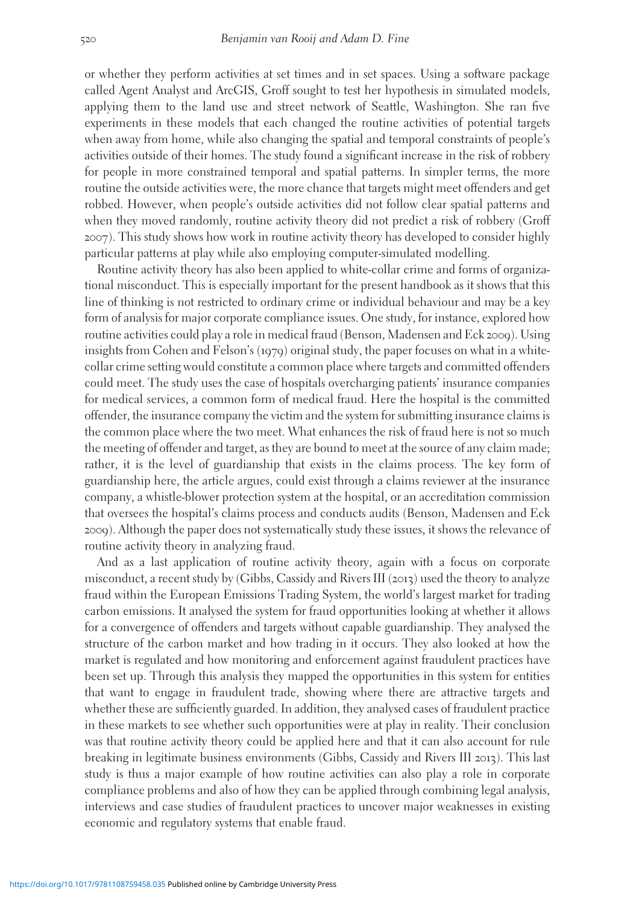or whether they perform activities at set times and in set spaces. Using a software package called Agent Analyst and ArcGIS, Groff sought to test her hypothesis in simulated models, applying them to the land use and street network of Seattle, Washington. She ran five experiments in these models that each changed the routine activities of potential targets when away from home, while also changing the spatial and temporal constraints of people's activities outside of their homes. The study found a significant increase in the risk of robbery for people in more constrained temporal and spatial patterns. In simpler terms, the more routine the outside activities were, the more chance that targets might meet offenders and get robbed. However, when people's outside activities did not follow clear spatial patterns and when they moved randomly, routine activity theory did not predict a risk of robbery (Groff 2007). This study shows how work in routine activity theory has developed to consider highly particular patterns at play while also employing computer-simulated modelling.

Routine activity theory has also been applied to white-collar crime and forms of organizational misconduct. This is especially important for the present handbook as it shows that this line of thinking is not restricted to ordinary crime or individual behaviour and may be a key form of analysis for major corporate compliance issues. One study, for instance, explored how routine activities could play a role in medical fraud (Benson, Madensen and Eck 2009). Using insights from Cohen and Felson's (1979) original study, the paper focuses on what in a white-collar crime setting would constitute a common place where targets and committed offenders could meet. The study uses the case of hospitals overcharging patients' insurance companies for medical services, a common form of medical fraud. Here the hospital is the committed offender, the insurance company the victim and the system for submitting insurance claims is the common place where the two meet. What enhances the risk of fraud here is not so much the meeting of offender and target, as they are bound to meet at the source of any claim made; rather, it is the level of guardianship that exists in the claims process. The key form of guardianship here, the article argues, could exist through a claims reviewer at the insurance company, a whistle-blower protection system at the hospital, or an accreditation commission that oversees the hospital's claims process and conducts audits (Benson, Madensen and Eck 2009). Although the paper does not systematically study these issues, it shows the relevance of routine activity theory in analyzing fraud.

And as a last application of routine activity theory, again with a focus on corporate misconduct, a recent study by (Gibbs, Cassidy and Rivers III (2013) used the theory to analyze fraud within the European Emissions Trading System, the world's largest market for trading carbon emissions. It analysed the system for fraud opportunities looking at whether it allows for a convergence of offenders and targets without capable guardianship. They analysed the structure of the carbon market and how trading in it occurs. They also looked at how the market is regulated and how monitoring and enforcement against fraudulent practices have been set up. Through this analysis they mapped the opportunities in this system for entities that want to engage in fraudulent trade, showing where there are attractive targets and whether these are sufficiently guarded. In addition, they analysed cases of fraudulent practice in these markets to see whether such opportunities were at play in reality. Their conclusion was that routine activity theory could be applied here and that it can also account for rule breaking in legitimate business environments (Gibbs, Cassidy and Rivers III 2013). This last study is thus a major example of how routine activities can also play a role in corporate compliance problems and also of how they can be applied through combining legal analysis, interviews and case studies of fraudulent practices to uncover major weaknesses in existing economic and regulatory systems that enable fraud.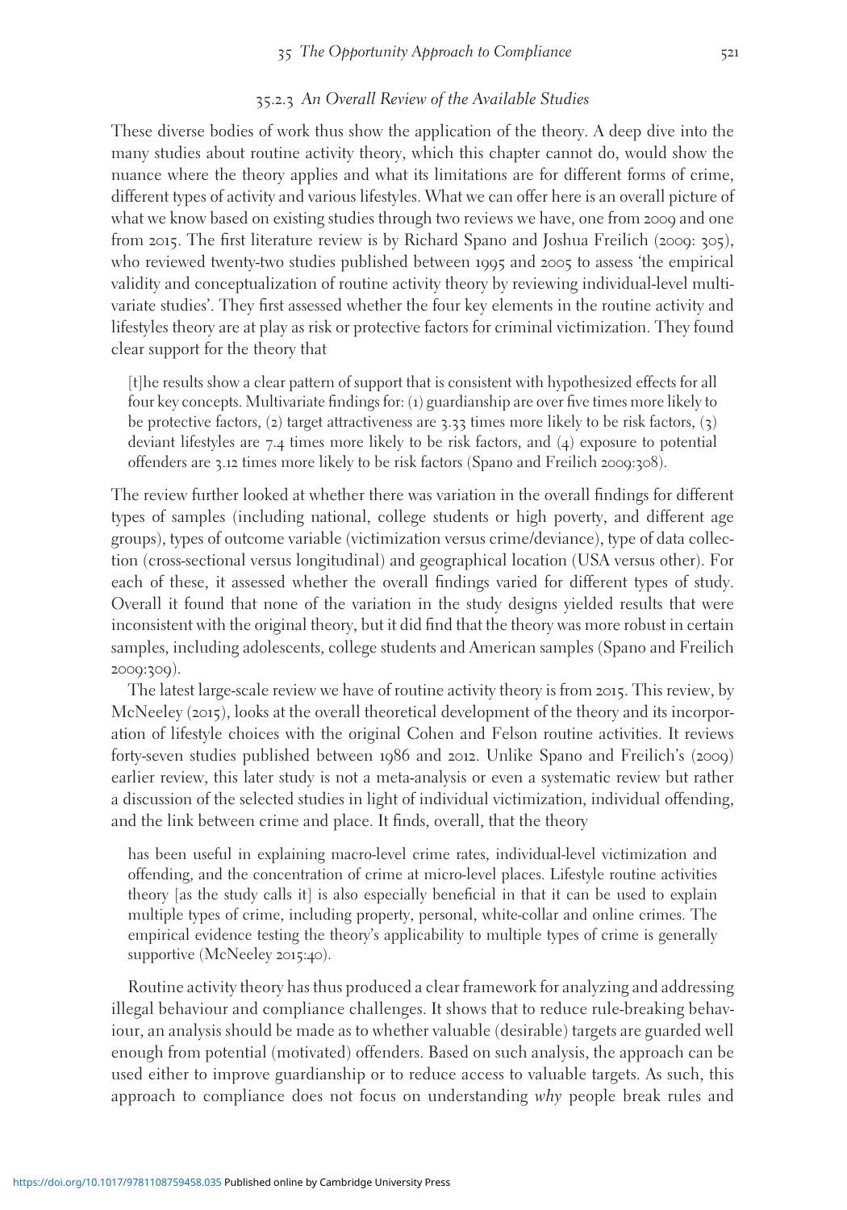### 35.2.3 An Overall Review of the Available Studies

These diverse bodies of work thus show the application of the theory. A deep dive into the many studies about routine activity theory, which this chapter cannot do, would show the nuance where the theory applies and what its limitations are for different forms of crime, different types of activity and various lifestyles. What we can offer here is an overall picture of what we know based on existing studies through two reviews we have, one from 2009 and one from 2015. The first literature review is by Richard Spano and Joshua Freilich (2009: 305), who reviewed twenty-two studies published between 1995 and 2005 to assess 'the empirical validity and conceptualization of routine activity theory by reviewing individual-level multivariate studies'. They first assessed whether the four key elements in the routine activity and lifestyles theory are at play as risk or protective factors for criminal victimization. They found clear support for the theory that

> [t]he results show a clear pattern of support that is consistent with hypothesized effects for all four key concepts. Multivariate findings for: (1) guardianship are over five times more likely to be protective factors, (2) target attractiveness are 3.33 times more likely to be risk factors, (3) deviant lifestyles are 7.4 times more likely to be risk factors, and (4) exposure to potential offenders are 3.12 times more likely to be risk factors (Spano and Freilich 2009:308).

The review further looked at whether there was variation in the overall findings for different types of samples (including national, college students or high poverty, and different age groups), types of outcome variable (victimization versus crime/deviance), type of data collection (cross-sectional versus longitudinal) and geographical location (USA versus other). For each of these, it assessed whether the overall findings varied for different types of study. Overall it found that none of the variation in the study designs yielded results that were inconsistent with the original theory, but it did find that the theory was more robust in certain samples, including adolescents, college students and American samples (Spano and Freilich 2009:309).

The latest large-scale review we have of routine activity theory is from 2015. This review, by McNeeley (2015), looks at the overall theoretical development of the theory and its incorporation of lifestyle choices with the original Cohen and Felson routine activities. It reviews forty-seven studies published between 1986 and 2012. Unlike Spano and Freilich's (2009) earlier review, this later study is not a meta-analysis or even a systematic review but rather a discussion of the selected studies in light of individual victimization, individual offending, and the link between crime and place. It finds, overall, that the theory

> has been useful in explaining macro-level crime rates, individual-level victimization and offending, and the concentration of crime at micro-level places. Lifestyle routine activities theory [as the study calls it] is also especially beneficial in that it can be used to explain multiple types of crime, including property, personal, white-collar and online crimes. The empirical evidence testing the theory's applicability to multiple types of crime is generally supportive (McNeeley 2015:40).

Routine activity theory has thus produced a clear framework for analyzing and addressing illegal behaviour and compliance challenges. It shows that to reduce rule-breaking behaviour, an analysis should be made as to whether valuable (desirable) targets are guarded well enough from potential (motivated) offenders. Based on such analysis, the approach can be used either to improve guardianship or to reduce access to valuable targets. As such, this approach to compliance does not focus on understanding *why* people break rules and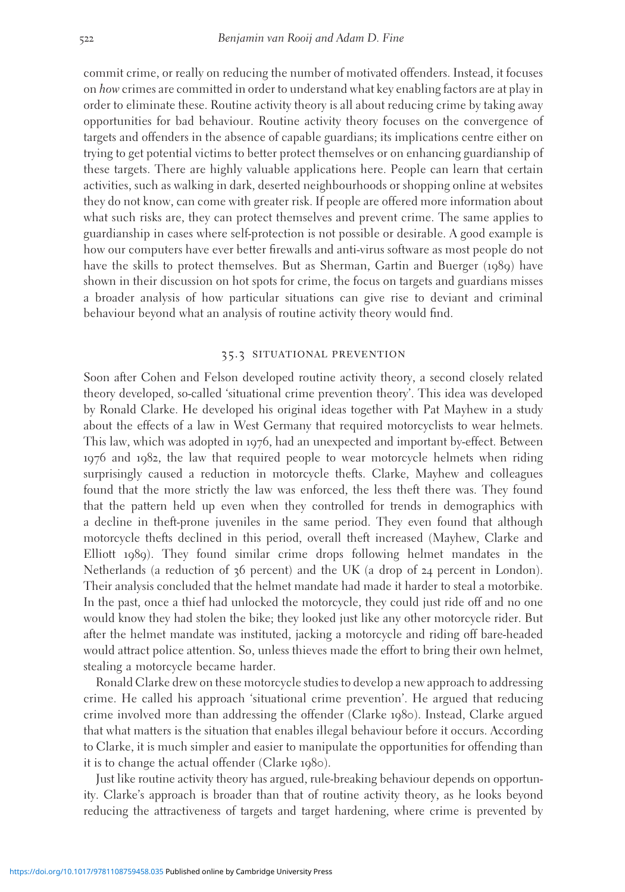commit crime, or really on reducing the number of motivated offenders. Instead, it focuses on *how* crimes are committed in order to understand what key enabling factors are at play in order to eliminate these. Routine activity theory is all about reducing crime by taking away opportunities for bad behaviour. Routine activity theory focuses on the convergence of targets and offenders in the absence of capable guardians; its implications centre either on trying to get potential victims to better protect themselves or on enhancing guardianship of these targets. There are highly valuable applications here. People can learn that certain activities, such as walking in dark, deserted neighbourhoods or shopping online at websites they do not know, can come with greater risk. If people are offered more information about what such risks are, they can protect themselves and prevent crime. The same applies to guardianship in cases where self-protection is not possible or desirable. A good example is how our computers have ever better firewalls and anti-virus software as most people do not have the skills to protect themselves. But as Sherman, Gartin and Buerger (1989) have shown in their discussion on hot spots for crime, the focus on targets and guardians misses a broader analysis of how particular situations can give rise to deviant and criminal behaviour beyond what an analysis of routine activity theory would find.

## 35.3 SITUATIONAL PREVENTION

Soon after Cohen and Felson developed routine activity theory, a second closely related theory developed, so-called 'situational crime prevention theory'. This idea was developed by Ronald Clarke. He developed his original ideas together with Pat Mayhew in a study about the effects of a law in West Germany that required motorcyclists to wear helmets. This law, which was adopted in 1976, had an unexpected and important by-effect. Between 1976 and 1982, the law that required people to wear motorcycle helmets when riding surprisingly caused a reduction in motorcycle thefts. Clarke, Mayhew and colleagues found that the more strictly the law was enforced, the less theft there was. They found that the pattern held up even when they controlled for trends in demographics with a decline in theft-prone juveniles in the same period. They even found that although motorcycle thefts declined in this period, overall theft increased (Mayhew, Clarke and Elliott 1989). They found similar crime drops following helmet mandates in the Netherlands (a reduction of 36 percent) and the UK (a drop of 24 percent in London). Their analysis concluded that the helmet mandate had made it harder to steal a motorbike. In the past, once a thief had unlocked the motorcycle, they could just ride off and no one would know they had stolen the bike; they looked just like any other motorcycle rider. But after the helmet mandate was instituted, jacking a motorcycle and riding off bare-headed would attract police attention. So, unless thieves made the effort to bring their own helmet, stealing a motorcycle became harder.

Ronald Clarke drew on these motorcycle studies to develop a new approach to addressing crime. He called his approach 'situational crime prevention'. He argued that reducing crime involved more than addressing the offender (Clarke 1980). Instead, Clarke argued that what matters is the situation that enables illegal behaviour before it occurs. According to Clarke, it is much simpler and easier to manipulate the opportunities for offending than it is to change the actual offender (Clarke 1980).

Just like routine activity theory has argued, rule-breaking behaviour depends on opportunity. Clarke's approach is broader than that of routine activity theory, as he looks beyond reducing the attractiveness of targets and target hardening, where crime is prevented by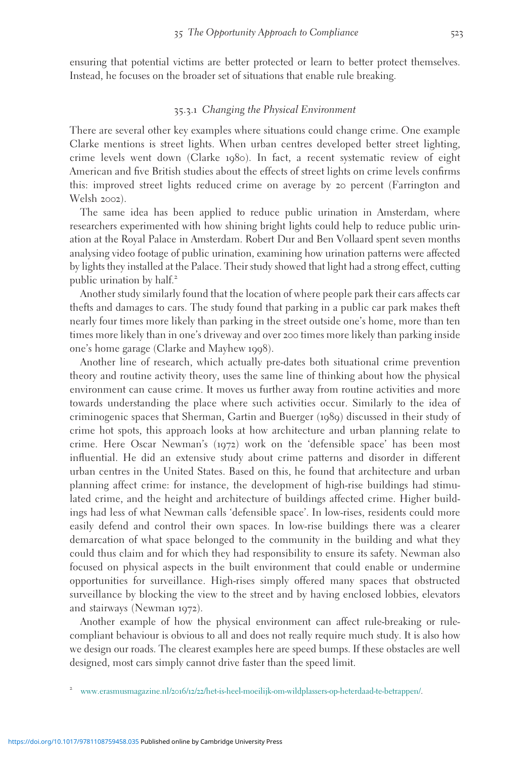ensuring that potential victims are better protected or learn to better protect themselves. Instead, he focuses on the broader set of situations that enable rule breaking.

### 35.3.1 *Changing the Physical Environment*

There are several other key examples where situations could change crime. One example Clarke mentions is street lights. When urban centres developed better street lighting, crime levels went down (Clarke 1980). In fact, a recent systematic review of eight American and five British studies about the effects of street lights on crime levels confirms this: improved street lights reduced crime on average by 20 percent (Farrington and Welsh 2002).

The same idea has been applied to reduce public urination in Amsterdam, where researchers experimented with how shining bright lights could help to reduce public urination at the Royal Palace in Amsterdam. Robert Dur and Ben Vollaard spent seven months analysing video footage of public urination, examining how urination patterns were affected by lights they installed at the Palace. Their study showed that light had a strong effect, cutting public urination by half.[2]

Another study similarly found that the location of where people park their cars affects car thefts and damages to cars. The study found that parking in a public car park makes theft nearly four times more likely than parking in the street outside one's home, more than ten times more likely than in one's driveway and over 200 times more likely than parking inside one's home garage (Clarke and Mayhew 1998).

Another line of research, which actually pre-dates both situational crime prevention theory and routine activity theory, uses the same line of thinking about how the physical environment can cause crime. It moves us further away from routine activities and more towards understanding the place where such activities occur. Similarly to the idea of criminogenic spaces that Sherman, Gartin and Buerger (1989) discussed in their study of crime hot spots, this approach looks at how architecture and urban planning relate to crime. Here Oscar Newman's (1972) work on the 'defensible space' has been most influential. He did an extensive study about crime patterns and disorder in different urban centres in the United States. Based on this, he found that architecture and urban planning affect crime: for instance, the development of high-rise buildings had stimulated crime, and the height and architecture of buildings affected crime. Higher buildings had less of what Newman calls 'defensible space'. In low-rises, residents could more easily defend and control their own spaces. In low-rise buildings there was a clearer demarcation of what space belonged to the community in the building and what they could thus claim and for which they had responsibility to ensure its safety. Newman also focused on physical aspects in the built environment that could enable or undermine opportunities for surveillance. High-rises simply offered many spaces that obstructed surveillance by blocking the view to the street and by having enclosed lobbies, elevators and stairways (Newman 1972).

Another example of how the physical environment can affect rule-breaking or rule-compliant behaviour is obvious to all and does not really require much study. It is also how we design our roads. The clearest examples here are speed bumps. If these obstacles are well designed, most cars simply cannot drive faster than the speed limit.

[2] www.erasmusmagazine.nl/2016/12/22/het-is-heel-moeilijk-om-wildplassers-op-heterdaad-te-betrappen/.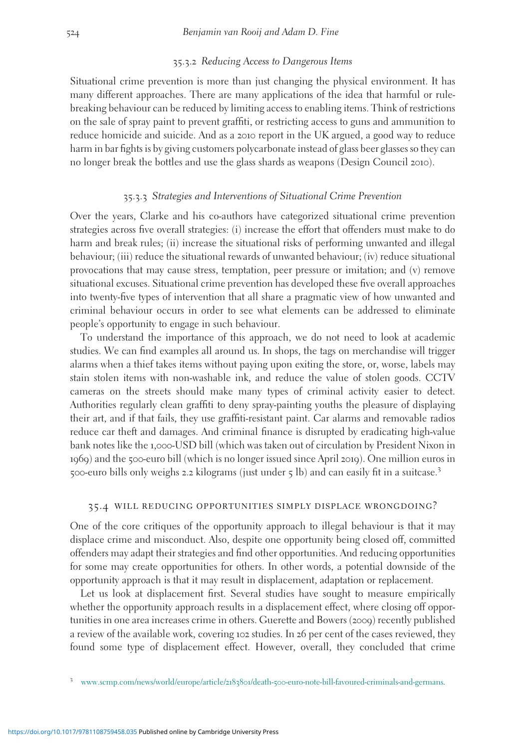### 35.3.2 *Reducing Access to Dangerous Items*

Situational crime prevention is more than just changing the physical environment. It has many different approaches. There are many applications of the idea that harmful or rule-breaking behaviour can be reduced by limiting access to enabling items. Think of restrictions on the sale of spray paint to prevent graffiti, or restricting access to guns and ammunition to reduce homicide and suicide. And as a 2010 report in the UK argued, a good way to reduce harm in bar fights is by giving customers polycarbonate instead of glass beer glasses so they can no longer break the bottles and use the glass shards as weapons (Design Council 2010).

### 35.3.3 *Strategies and Interventions of Situational Crime Prevention*

Over the years, Clarke and his co-authors have categorized situational crime prevention strategies across five overall strategies: (i) increase the effort that offenders must make to do harm and break rules; (ii) increase the situational risks of performing unwanted and illegal behaviour; (iii) reduce the situational rewards of unwanted behaviour; (iv) reduce situational provocations that may cause stress, temptation, peer pressure or imitation; and (v) remove situational excuses. Situational crime prevention has developed these five overall approaches into twenty-five types of intervention that all share a pragmatic view of how unwanted and criminal behaviour occurs in order to see what elements can be addressed to eliminate people's opportunity to engage in such behaviour.

To understand the importance of this approach, we do not need to look at academic studies. We can find examples all around us. In shops, the tags on merchandise will trigger alarms when a thief takes items without paying upon exiting the store, or, worse, labels may stain stolen items with non-washable ink, and reduce the value of stolen goods. CCTV cameras on the streets should make many types of criminal activity easier to detect. Authorities regularly clean graffiti to deny spray-painting youths the pleasure of displaying their art, and if that fails, they use graffiti-resistant paint. Car alarms and removable radios reduce car theft and damages. And criminal finance is disrupted by eradicating high-value bank notes like the 1,000-USD bill (which was taken out of circulation by President Nixon in 1969) and the 500-euro bill (which is no longer issued since April 2019). One million euros in 500-euro bills only weighs 2.2 kilograms (just under 5 lb) and can easily fit in a suitcase.[3]

## 35.4 WILL REDUCING OPPORTUNITIES SIMPLY DISPLACE WRONGDOING?

One of the core critiques of the opportunity approach to illegal behaviour is that it may displace crime and misconduct. Also, despite one opportunity being closed off, committed offenders may adapt their strategies and find other opportunities. And reducing opportunities for some may create opportunities for others. In other words, a potential downside of the opportunity approach is that it may result in displacement, adaptation or replacement.

Let us look at displacement first. Several studies have sought to measure empirically whether the opportunity approach results in a displacement effect, where closing off opportunities in one area increases crime in others. Guerette and Bowers (2009) recently published a review of the available work, covering 102 studies. In 26 per cent of the cases reviewed, they found some type of displacement effect. However, overall, they concluded that crime

[3] www.scmp.com/news/world/europe/article/2183801/death-500-euro-note-bill-favoured-criminals-and-germans.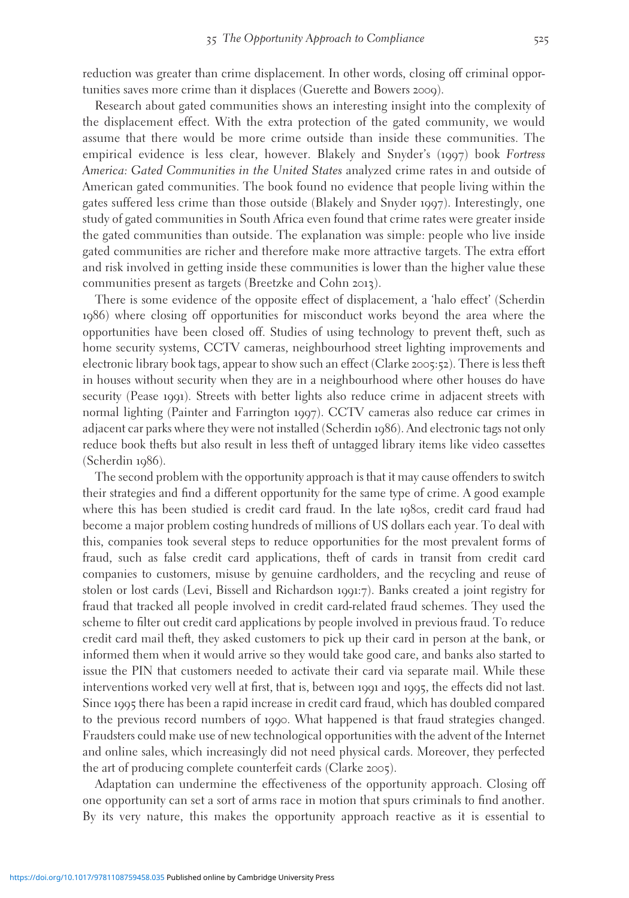reduction was greater than crime displacement. In other words, closing off criminal opportunities saves more crime than it displaces (Guerette and Bowers 2009).

Research about gated communities shows an interesting insight into the complexity of the displacement effect. With the extra protection of the gated community, we would assume that there would be more crime outside than inside these communities. The empirical evidence is less clear, however. Blakely and Snyder's (1997) book *Fortress America: Gated Communities in the United States* analyzed crime rates in and outside of American gated communities. The book found no evidence that people living within the gates suffered less crime than those outside (Blakely and Snyder 1997). Interestingly, one study of gated communities in South Africa even found that crime rates were greater inside the gated communities than outside. The explanation was simple: people who live inside gated communities are richer and therefore make more attractive targets. The extra effort and risk involved in getting inside these communities is lower than the higher value these communities present as targets (Breetzke and Cohn 2013).

There is some evidence of the opposite effect of displacement, a 'halo effect' (Scherdin 1986) where closing off opportunities for misconduct works beyond the area where the opportunities have been closed off. Studies of using technology to prevent theft, such as home security systems, CCTV cameras, neighbourhood street lighting improvements and electronic library book tags, appear to show such an effect (Clarke 2005:52). There is less theft in houses without security when they are in a neighbourhood where other houses do have security (Pease 1991). Streets with better lights also reduce crime in adjacent streets with normal lighting (Painter and Farrington 1997). CCTV cameras also reduce car crimes in adjacent car parks where they were not installed (Scherdin 1986). And electronic tags not only reduce book thefts but also result in less theft of untagged library items like video cassettes (Scherdin 1986).

The second problem with the opportunity approach is that it may cause offenders to switch their strategies and find a different opportunity for the same type of crime. A good example where this has been studied is credit card fraud. In the late 1980s, credit card fraud had become a major problem costing hundreds of millions of US dollars each year. To deal with this, companies took several steps to reduce opportunities for the most prevalent forms of fraud, such as false credit card applications, theft of cards in transit from credit card companies to customers, misuse by genuine cardholders, and the recycling and reuse of stolen or lost cards (Levi, Bissell and Richardson 1991:7). Banks created a joint registry for fraud that tracked all people involved in credit card-related fraud schemes. They used the scheme to filter out credit card applications by people involved in previous fraud. To reduce credit card mail theft, they asked customers to pick up their card in person at the bank, or informed them when it would arrive so they would take good care, and banks also started to issue the PIN that customers needed to activate their card via separate mail. While these interventions worked very well at first, that is, between 1991 and 1995, the effects did not last. Since 1995 there has been a rapid increase in credit card fraud, which has doubled compared to the previous record numbers of 1990. What happened is that fraud strategies changed. Fraudsters could make use of new technological opportunities with the advent of the Internet and online sales, which increasingly did not need physical cards. Moreover, they perfected the art of producing complete counterfeit cards (Clarke 2005).

Adaptation can undermine the effectiveness of the opportunity approach. Closing off one opportunity can set a sort of arms race in motion that spurs criminals to find another. By its very nature, this makes the opportunity approach reactive as it is essential to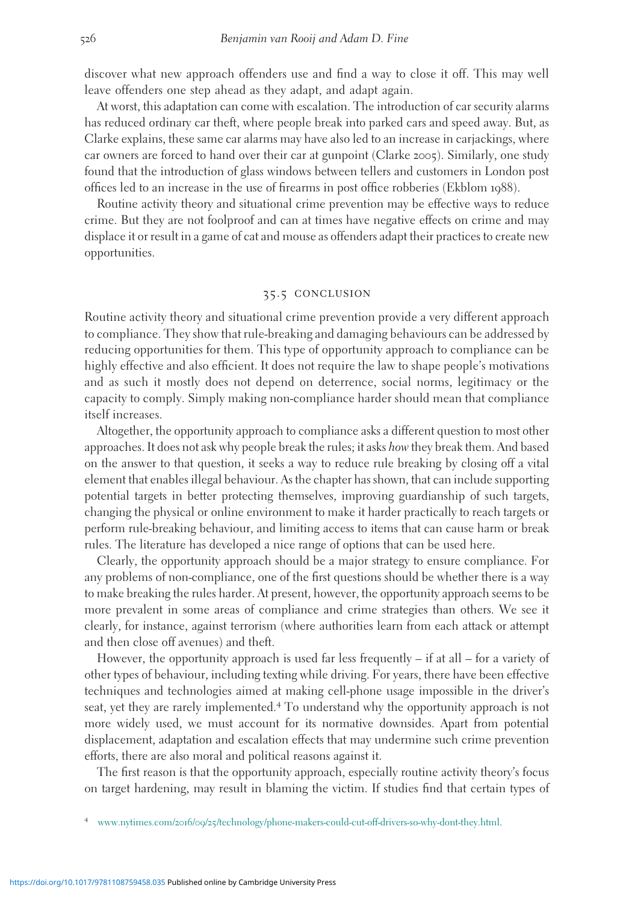discover what new approach offenders use and find a way to close it off. This may well leave offenders one step ahead as they adapt, and adapt again.

At worst, this adaptation can come with escalation. The introduction of car security alarms has reduced ordinary car theft, where people break into parked cars and speed away. But, as Clarke explains, these same car alarms may have also led to an increase in carjackings, where car owners are forced to hand over their car at gunpoint (Clarke 2005). Similarly, one study found that the introduction of glass windows between tellers and customers in London post offices led to an increase in the use of firearms in post office robberies (Ekblom 1988).

Routine activity theory and situational crime prevention may be effective ways to reduce crime. But they are not foolproof and can at times have negative effects on crime and may displace it or result in a game of cat and mouse as offenders adapt their practices to create new opportunities.

## 35.5 CONCLUSION

Routine activity theory and situational crime prevention provide a very different approach to compliance. They show that rule-breaking and damaging behaviours can be addressed by reducing opportunities for them. This type of opportunity approach to compliance can be highly effective and also efficient. It does not require the law to shape people's motivations and as such it mostly does not depend on deterrence, social norms, legitimacy or the capacity to comply. Simply making non-compliance harder should mean that compliance itself increases.

Altogether, the opportunity approach to compliance asks a different question to most other approaches. It does not ask why people break the rules; it asks *how* they break them. And based on the answer to that question, it seeks a way to reduce rule breaking by closing off a vital element that enables illegal behaviour. As the chapter has shown, that can include supporting potential targets in better protecting themselves, improving guardianship of such targets, changing the physical or online environment to make it harder practically to reach targets or perform rule-breaking behaviour, and limiting access to items that can cause harm or break rules. The literature has developed a nice range of options that can be used here.

Clearly, the opportunity approach should be a major strategy to ensure compliance. For any problems of non-compliance, one of the first questions should be whether there is a way to make breaking the rules harder. At present, however, the opportunity approach seems to be more prevalent in some areas of compliance and crime strategies than others. We see it clearly, for instance, against terrorism (where authorities learn from each attack or attempt and then close off avenues) and theft.

However, the opportunity approach is used far less frequently – if at all – for a variety of other types of behaviour, including texting while driving. For years, there have been effective techniques and technologies aimed at making cell-phone usage impossible in the driver's seat, yet they are rarely implemented.[4] To understand why the opportunity approach is not more widely used, we must account for its normative downsides. Apart from potential displacement, adaptation and escalation effects that may undermine such crime prevention efforts, there are also moral and political reasons against it.

The first reason is that the opportunity approach, especially routine activity theory's focus on target hardening, may result in blaming the victim. If studies find that certain types of

[4] www.nytimes.com/2016/09/25/technology/phone-makers-could-cut-off-drivers-so-why-dont-they.html.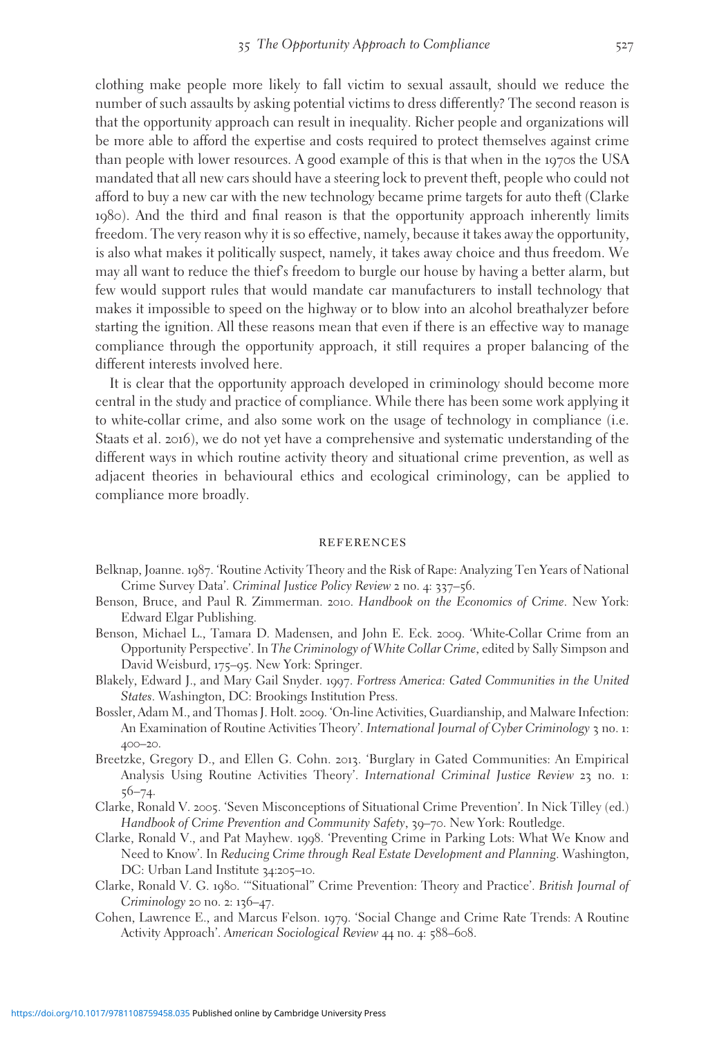clothing make people more likely to fall victim to sexual assault, should we reduce the number of such assaults by asking potential victims to dress differently? The second reason is that the opportunity approach can result in inequality. Richer people and organizations will be more able to afford the expertise and costs required to protect themselves against crime than people with lower resources. A good example of this is that when in the 1970s the USA mandated that all new cars should have a steering lock to prevent theft, people who could not afford to buy a new car with the new technology became prime targets for auto theft (Clarke 1980). And the third and final reason is that the opportunity approach inherently limits freedom. The very reason why it is so effective, namely, because it takes away the opportunity, is also what makes it politically suspect, namely, it takes away choice and thus freedom. We may all want to reduce the thief's freedom to burgle our house by having a better alarm, but few would support rules that would mandate car manufacturers to install technology that makes it impossible to speed on the highway or to blow into an alcohol breathalyzer before starting the ignition. All these reasons mean that even if there is an effective way to manage compliance through the opportunity approach, it still requires a proper balancing of the different interests involved here.

It is clear that the opportunity approach developed in criminology should become more central in the study and practice of compliance. While there has been some work applying it to white-collar crime, and also some work on the usage of technology in compliance (i.e. Staats et al. 2016), we do not yet have a comprehensive and systematic understanding of the different ways in which routine activity theory and situational crime prevention, as well as adjacent theories in behavioural ethics and ecological criminology, can be applied to compliance more broadly.

## REFERENCES

Belknap, Joanne. 1987. 'Routine Activity Theory and the Risk of Rape: Analyzing Ten Years of National Crime Survey Data'. *Criminal Justice Policy Review* 2 no. 4: 337–56.

Benson, Bruce, and Paul R. Zimmerman. 2010. *Handbook on the Economics of Crime*. New York: Edward Elgar Publishing.

Benson, Michael L., Tamara D. Madensen, and John E. Eck. 2009. 'White-Collar Crime from an Opportunity Perspective'. In *The Criminology of White Collar Crime*, edited by Sally Simpson and David Weisburd, 175–95. New York: Springer.

Blakely, Edward J., and Mary Gail Snyder. 1997. *Fortress America: Gated Communities in the United States*. Washington, DC: Brookings Institution Press.

Bossler, Adam M., and Thomas J. Holt. 2009. 'On-line Activities, Guardianship, and Malware Infection: An Examination of Routine Activities Theory'. *International Journal of Cyber Criminology* 3 no. 1: 400–20.

Breetzke, Gregory D., and Ellen G. Cohn. 2013. 'Burglary in Gated Communities: An Empirical Analysis Using Routine Activities Theory'. *International Criminal Justice Review* 23 no. 1: 56–74.

Clarke, Ronald V. 2005. 'Seven Misconceptions of Situational Crime Prevention'. In Nick Tilley (ed.) *Handbook of Crime Prevention and Community Safety*, 39–70. New York: Routledge.

Clarke, Ronald V., and Pat Mayhew. 1998. 'Preventing Crime in Parking Lots: What We Know and Need to Know'. In *Reducing Crime through Real Estate Development and Planning*. Washington, DC: Urban Land Institute 34:205–10.

Clarke, Ronald V. G. 1980. '"Situational" Crime Prevention: Theory and Practice'. *British Journal of Criminology* 20 no. 2: 136–47.

Cohen, Lawrence E., and Marcus Felson. 1979. 'Social Change and Crime Rate Trends: A Routine Activity Approach'. *American Sociological Review* 44 no. 4: 588–608.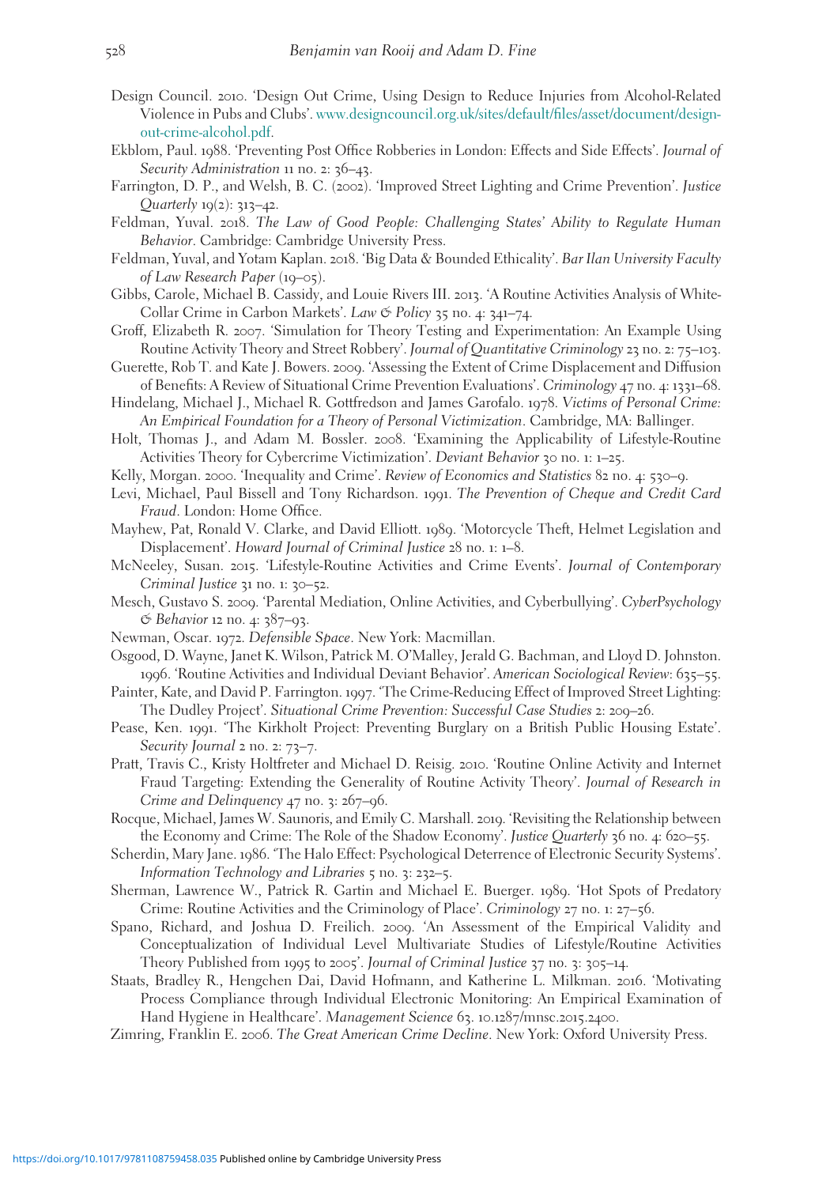Design Council. 2010. 'Design Out Crime, Using Design to Reduce Injuries from Alcohol-Related Violence in Pubs and Clubs'. www.designcouncil.org.uk/sites/default/files/asset/document/design-out-crime-alcohol.pdf.

Ekblom, Paul. 1988. 'Preventing Post Office Robberies in London: Effects and Side Effects'. *Journal of Security Administration* 11 no. 2: 36–43.

Farrington, D. P., and Welsh, B. C. (2002). 'Improved Street Lighting and Crime Prevention'. *Justice Quarterly* 19(2): 313–42.

Feldman, Yuval. 2018. *The Law of Good People: Challenging States' Ability to Regulate Human Behavior*. Cambridge: Cambridge University Press.

Feldman, Yuval, and Yotam Kaplan. 2018. 'Big Data & Bounded Ethicality'. *Bar Ilan University Faculty of Law Research Paper* (19–05).

Gibbs, Carole, Michael B. Cassidy, and Louie Rivers III. 2013. 'A Routine Activities Analysis of White-Collar Crime in Carbon Markets'. *Law & Policy* 35 no. 4: 341–74.

Groff, Elizabeth R. 2007. 'Simulation for Theory Testing and Experimentation: An Example Using Routine Activity Theory and Street Robbery'. *Journal of Quantitative Criminology* 23 no. 2: 75–103.

Guerette, Rob T. and Kate J. Bowers. 2009. 'Assessing the Extent of Crime Displacement and Diffusion of Benefits: A Review of Situational Crime Prevention Evaluations'. *Criminology* 47 no. 4: 1331–68.

Hindelang, Michael J., Michael R. Gottfredson and James Garofalo. 1978. *Victims of Personal Crime: An Empirical Foundation for a Theory of Personal Victimization*. Cambridge, MA: Ballinger.

Holt, Thomas J., and Adam M. Bossler. 2008. 'Examining the Applicability of Lifestyle-Routine Activities Theory for Cybercrime Victimization'. *Deviant Behavior* 30 no. 1: 1–25.

Kelly, Morgan. 2000. 'Inequality and Crime'. *Review of Economics and Statistics* 82 no. 4: 530–9.

Levi, Michael, Paul Bissell and Tony Richardson. 1991. *The Prevention of Cheque and Credit Card Fraud*. London: Home Office.

Mayhew, Pat, Ronald V. Clarke, and David Elliott. 1989. 'Motorcycle Theft, Helmet Legislation and Displacement'. *Howard Journal of Criminal Justice* 28 no. 1: 1–8.

McNeeley, Susan. 2015. 'Lifestyle-Routine Activities and Crime Events'. *Journal of Contemporary Criminal Justice* 31 no. 1: 30–52.

Mesch, Gustavo S. 2009. 'Parental Mediation, Online Activities, and Cyberbullying'. *CyberPsychology & Behavior* 12 no. 4: 387–93.

Newman, Oscar. 1972. *Defensible Space*. New York: Macmillan.

Osgood, D. Wayne, Janet K. Wilson, Patrick M. O'Malley, Jerald G. Bachman, and Lloyd D. Johnston. 1996. 'Routine Activities and Individual Deviant Behavior'. *American Sociological Review*: 635–55.

Painter, Kate, and David P. Farrington. 1997. 'The Crime-Reducing Effect of Improved Street Lighting: The Dudley Project'. *Situational Crime Prevention: Successful Case Studies* 2: 209–26.

Pease, Ken. 1991. 'The Kirkholt Project: Preventing Burglary on a British Public Housing Estate'. *Security Journal* 2 no. 2: 73–7.

Pratt, Travis C., Kristy Holtfreter and Michael D. Reisig. 2010. 'Routine Online Activity and Internet Fraud Targeting: Extending the Generality of Routine Activity Theory'. *Journal of Research in Crime and Delinquency* 47 no. 3: 267–96.

Rocque, Michael, James W. Saunoris, and Emily C. Marshall. 2019. 'Revisiting the Relationship between the Economy and Crime: The Role of the Shadow Economy'. *Justice Quarterly* 36 no. 4: 620–55.

Scherdin, Mary Jane. 1986. 'The Halo Effect: Psychological Deterrence of Electronic Security Systems'. *Information Technology and Libraries* 5 no. 3: 232–5.

Sherman, Lawrence W., Patrick R. Gartin and Michael E. Buerger. 1989. 'Hot Spots of Predatory Crime: Routine Activities and the Criminology of Place'. *Criminology* 27 no. 1: 27–56.

Spano, Richard, and Joshua D. Freilich. 2009. 'An Assessment of the Empirical Validity and Conceptualization of Individual Level Multivariate Studies of Lifestyle/Routine Activities Theory Published from 1995 to 2005'. *Journal of Criminal Justice* 37 no. 3: 305–14.

Staats, Bradley R., Hengchen Dai, David Hofmann, and Katherine L. Milkman. 2016. 'Motivating Process Compliance through Individual Electronic Monitoring: An Empirical Examination of Hand Hygiene in Healthcare'. *Management Science* 63. 10.1287/mnsc.2015.2400.

Zimring, Franklin E. 2006. *The Great American Crime Decline*. New York: Oxford University Press.